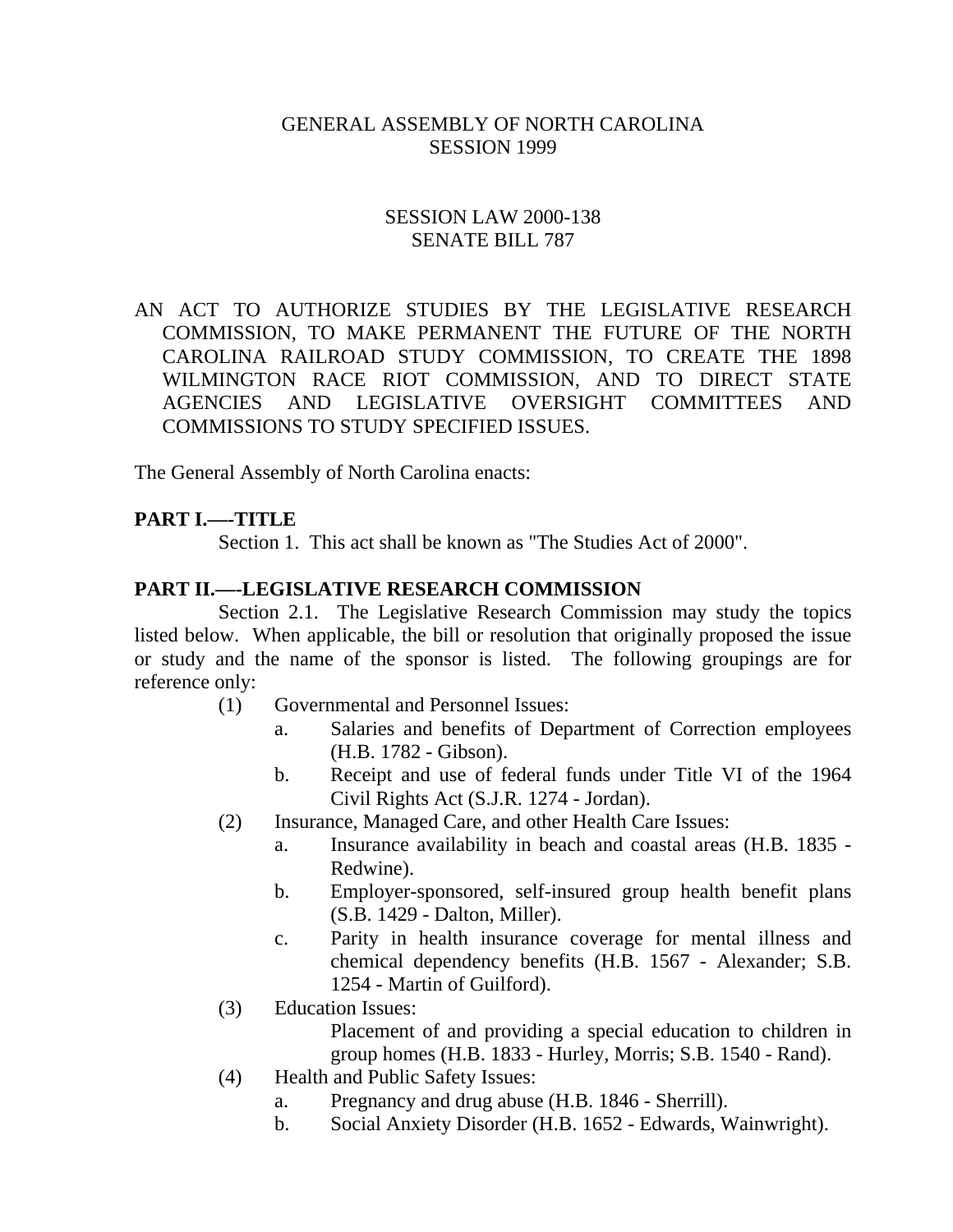GENERAL ASSEMBLY OF NORTH CAROLINA
SESSION 1999

SESSION LAW 2000-138
SENATE BILL 787

AN ACT TO AUTHORIZE STUDIES BY THE LEGISLATIVE RESEARCH COMMISSION, TO MAKE PERMANENT THE FUTURE OF THE NORTH CAROLINA RAILROAD STUDY COMMISSION, TO CREATE THE 1898 WILMINGTON RACE RIOT COMMISSION, AND TO DIRECT STATE AGENCIES AND LEGISLATIVE OVERSIGHT COMMITTEES AND COMMISSIONS TO STUDY SPECIFIED ISSUES.

The General Assembly of North Carolina enacts:

**PART I.—-TITLE**

Section 1. This act shall be known as "The Studies Act of 2000".

**PART II.—-LEGISLATIVE RESEARCH COMMISSION**

Section 2.1. The Legislative Research Commission may study the topics listed below. When applicable, the bill or resolution that originally proposed the issue or study and the name of the sponsor is listed. The following groupings are for reference only:

(1) Governmental and Personnel Issues:
- a. Salaries and benefits of Department of Correction employees (H.B. 1782 - Gibson).
- b. Receipt and use of federal funds under Title VI of the 1964 Civil Rights Act (S.J.R. 1274 - Jordan).

(2) Insurance, Managed Care, and other Health Care Issues:
- a. Insurance availability in beach and coastal areas (H.B. 1835 - Redwine).
- b. Employer-sponsored, self-insured group health benefit plans (S.B. 1429 - Dalton, Miller).
- c. Parity in health insurance coverage for mental illness and chemical dependency benefits (H.B. 1567 - Alexander; S.B. 1254 - Martin of Guilford).

(3) Education Issues:
- Placement of and providing a special education to children in group homes (H.B. 1833 - Hurley, Morris; S.B. 1540 - Rand).

(4) Health and Public Safety Issues:
- a. Pregnancy and drug abuse (H.B. 1846 - Sherrill).
- b. Social Anxiety Disorder (H.B. 1652 - Edwards, Wainwright).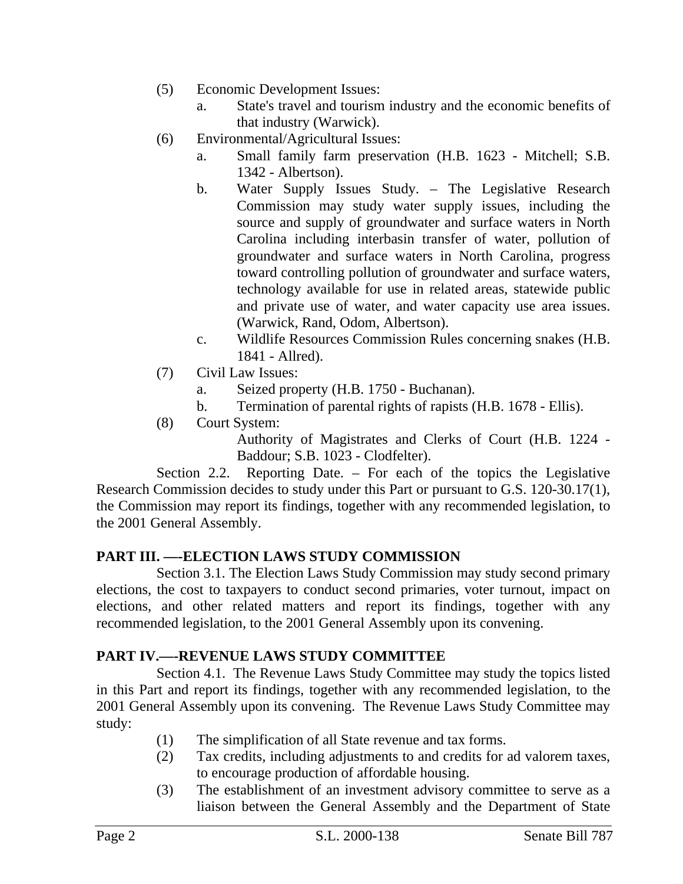(5) Economic Development Issues:
   a. State's travel and tourism industry and the economic benefits of that industry (Warwick).

(6) Environmental/Agricultural Issues:
   a. Small family farm preservation (H.B. 1623 - Mitchell; S.B. 1342 - Albertson).
   b. Water Supply Issues Study. – The Legislative Research Commission may study water supply issues, including the source and supply of groundwater and surface waters in North Carolina including interbasin transfer of water, pollution of groundwater and surface waters in North Carolina, progress toward controlling pollution of groundwater and surface waters, technology available for use in related areas, statewide public and private use of water, and water capacity use area issues. (Warwick, Rand, Odom, Albertson).
   c. Wildlife Resources Commission Rules concerning snakes (H.B. 1841 - Allred).

(7) Civil Law Issues:
   a. Seized property (H.B. 1750 - Buchanan).
   b. Termination of parental rights of rapists (H.B. 1678 - Ellis).

(8) Court System:
   Authority of Magistrates and Clerks of Court (H.B. 1224 - Baddour; S.B. 1023 - Clodfelter).

Section 2.2. Reporting Date. – For each of the topics the Legislative Research Commission decides to study under this Part or pursuant to G.S. 120-30.17(1), the Commission may report its findings, together with any recommended legislation, to the 2001 General Assembly.

**PART III. —-ELECTION LAWS STUDY COMMISSION**

Section 3.1. The Election Laws Study Commission may study second primary elections, the cost to taxpayers to conduct second primaries, voter turnout, impact on elections, and other related matters and report its findings, together with any recommended legislation, to the 2001 General Assembly upon its convening.

**PART IV.—-REVENUE LAWS STUDY COMMITTEE**

Section 4.1. The Revenue Laws Study Committee may study the topics listed in this Part and report its findings, together with any recommended legislation, to the 2001 General Assembly upon its convening. The Revenue Laws Study Committee may study:

(1) The simplification of all State revenue and tax forms.
(2) Tax credits, including adjustments to and credits for ad valorem taxes, to encourage production of affordable housing.
(3) The establishment of an investment advisory committee to serve as a liaison between the General Assembly and the Department of State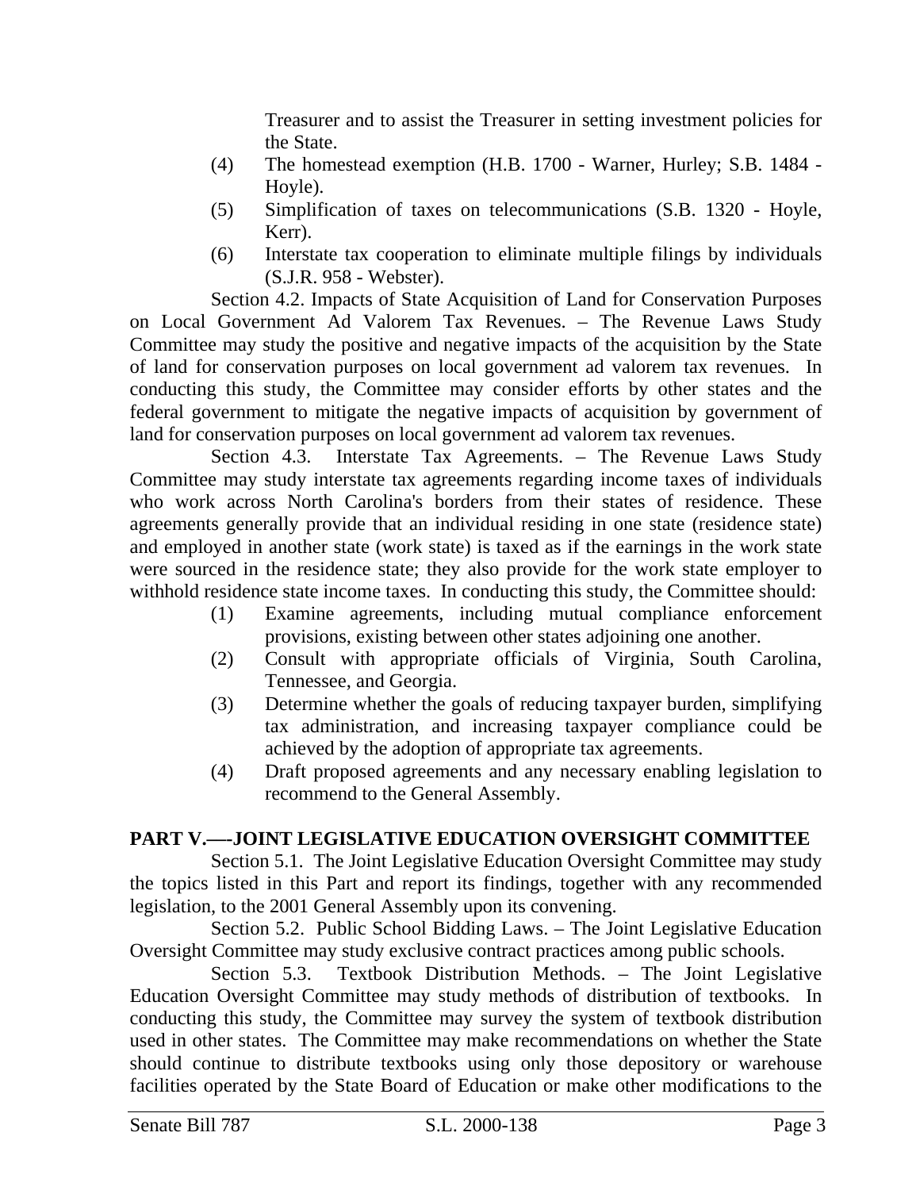Treasurer and to assist the Treasurer in setting investment policies for the State.

(4) The homestead exemption (H.B. 1700 - Warner, Hurley; S.B. 1484 - Hoyle).

(5) Simplification of taxes on telecommunications (S.B. 1320 - Hoyle, Kerr).

(6) Interstate tax cooperation to eliminate multiple filings by individuals (S.J.R. 958 - Webster).

Section 4.2. Impacts of State Acquisition of Land for Conservation Purposes on Local Government Ad Valorem Tax Revenues. – The Revenue Laws Study Committee may study the positive and negative impacts of the acquisition by the State of land for conservation purposes on local government ad valorem tax revenues. In conducting this study, the Committee may consider efforts by other states and the federal government to mitigate the negative impacts of acquisition by government of land for conservation purposes on local government ad valorem tax revenues.

Section 4.3. Interstate Tax Agreements. – The Revenue Laws Study Committee may study interstate tax agreements regarding income taxes of individuals who work across North Carolina's borders from their states of residence. These agreements generally provide that an individual residing in one state (residence state) and employed in another state (work state) is taxed as if the earnings in the work state were sourced in the residence state; they also provide for the work state employer to withhold residence state income taxes. In conducting this study, the Committee should:

(1) Examine agreements, including mutual compliance enforcement provisions, existing between other states adjoining one another.

(2) Consult with appropriate officials of Virginia, South Carolina, Tennessee, and Georgia.

(3) Determine whether the goals of reducing taxpayer burden, simplifying tax administration, and increasing taxpayer compliance could be achieved by the adoption of appropriate tax agreements.

(4) Draft proposed agreements and any necessary enabling legislation to recommend to the General Assembly.

## PART V.—-JOINT LEGISLATIVE EDUCATION OVERSIGHT COMMITTEE

Section 5.1. The Joint Legislative Education Oversight Committee may study the topics listed in this Part and report its findings, together with any recommended legislation, to the 2001 General Assembly upon its convening.

Section 5.2. Public School Bidding Laws. – The Joint Legislative Education Oversight Committee may study exclusive contract practices among public schools.

Section 5.3. Textbook Distribution Methods. – The Joint Legislative Education Oversight Committee may study methods of distribution of textbooks. In conducting this study, the Committee may survey the system of textbook distribution used in other states. The Committee may make recommendations on whether the State should continue to distribute textbooks using only those depository or warehouse facilities operated by the State Board of Education or make other modifications to the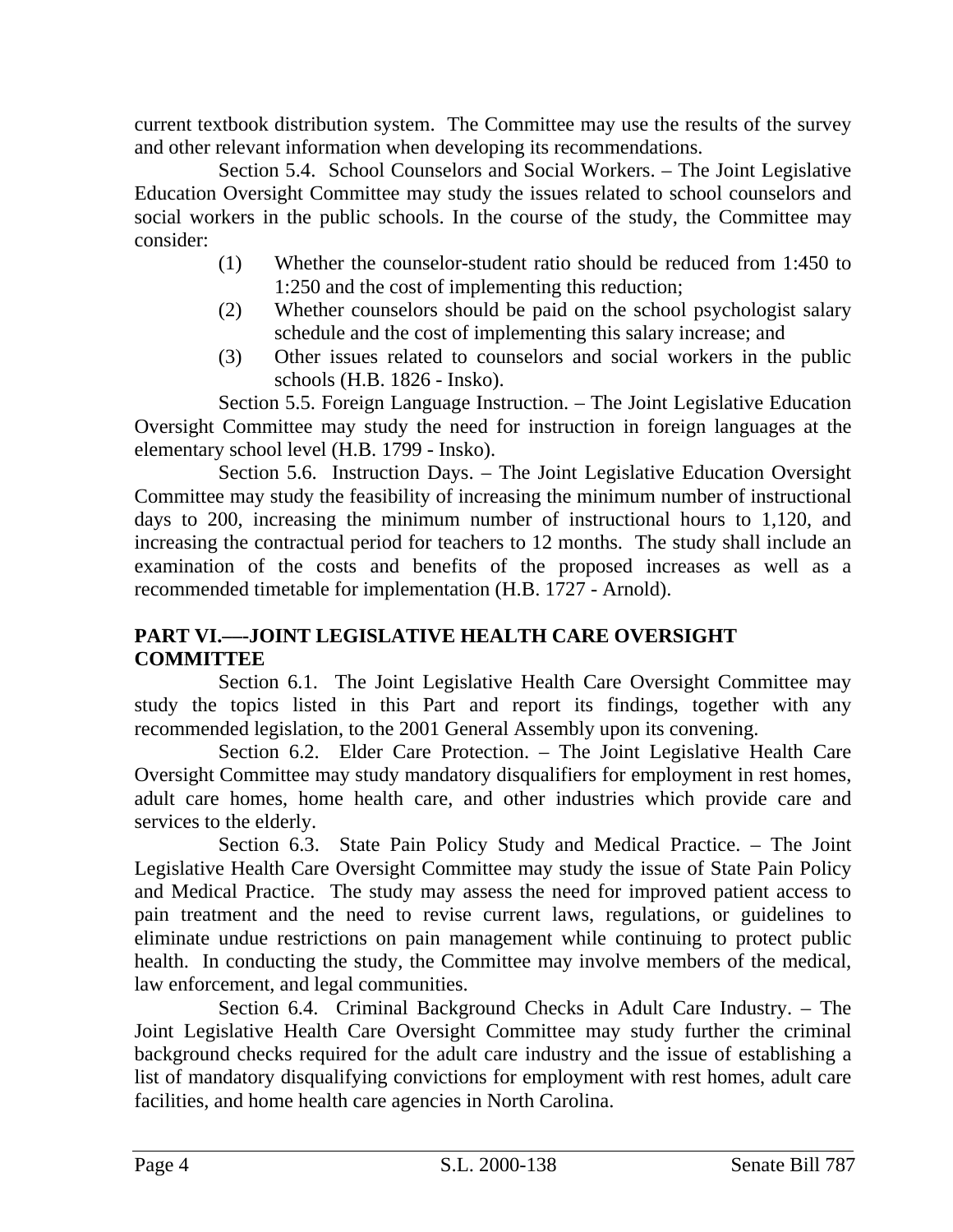current textbook distribution system. The Committee may use the results of the survey and other relevant information when developing its recommendations.

Section 5.4. School Counselors and Social Workers. – The Joint Legislative Education Oversight Committee may study the issues related to school counselors and social workers in the public schools. In the course of the study, the Committee may consider:

(1) Whether the counselor-student ratio should be reduced from 1:450 to 1:250 and the cost of implementing this reduction;

(2) Whether counselors should be paid on the school psychologist salary schedule and the cost of implementing this salary increase; and

(3) Other issues related to counselors and social workers in the public schools (H.B. 1826 - Insko).

Section 5.5. Foreign Language Instruction. – The Joint Legislative Education Oversight Committee may study the need for instruction in foreign languages at the elementary school level (H.B. 1799 - Insko).

Section 5.6. Instruction Days. – The Joint Legislative Education Oversight Committee may study the feasibility of increasing the minimum number of instructional days to 200, increasing the minimum number of instructional hours to 1,120, and increasing the contractual period for teachers to 12 months. The study shall include an examination of the costs and benefits of the proposed increases as well as a recommended timetable for implementation (H.B. 1727 - Arnold).

**PART VI.—-JOINT LEGISLATIVE HEALTH CARE OVERSIGHT COMMITTEE**

Section 6.1. The Joint Legislative Health Care Oversight Committee may study the topics listed in this Part and report its findings, together with any recommended legislation, to the 2001 General Assembly upon its convening.

Section 6.2. Elder Care Protection. – The Joint Legislative Health Care Oversight Committee may study mandatory disqualifiers for employment in rest homes, adult care homes, home health care, and other industries which provide care and services to the elderly.

Section 6.3. State Pain Policy Study and Medical Practice. – The Joint Legislative Health Care Oversight Committee may study the issue of State Pain Policy and Medical Practice. The study may assess the need for improved patient access to pain treatment and the need to revise current laws, regulations, or guidelines to eliminate undue restrictions on pain management while continuing to protect public health. In conducting the study, the Committee may involve members of the medical, law enforcement, and legal communities.

Section 6.4. Criminal Background Checks in Adult Care Industry. – The Joint Legislative Health Care Oversight Committee may study further the criminal background checks required for the adult care industry and the issue of establishing a list of mandatory disqualifying convictions for employment with rest homes, adult care facilities, and home health care agencies in North Carolina.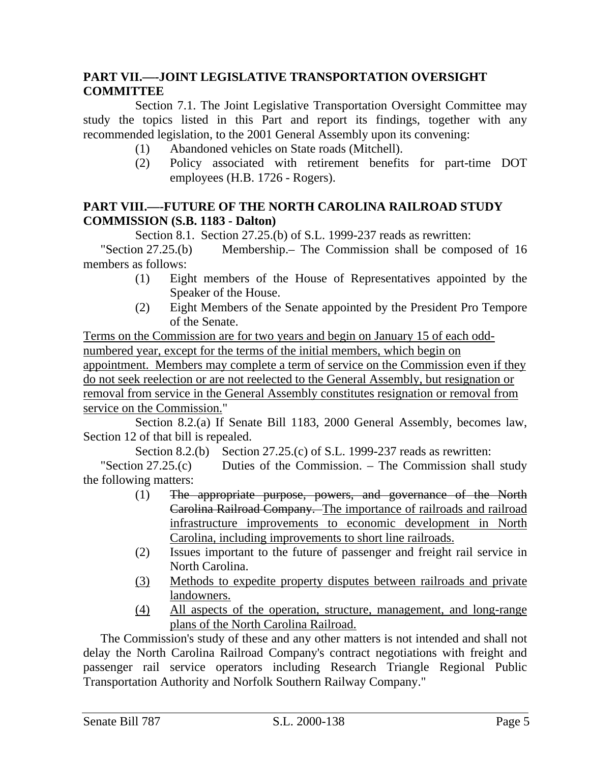## PART VII.—-JOINT LEGISLATIVE TRANSPORTATION OVERSIGHT COMMITTEE

Section 7.1. The Joint Legislative Transportation Oversight Committee may study the topics listed in this Part and report its findings, together with any recommended legislation, to the 2001 General Assembly upon its convening:

(1) Abandoned vehicles on State roads (Mitchell).

(2) Policy associated with retirement benefits for part-time DOT employees (H.B. 1726 - Rogers).

## PART VIII.—-FUTURE OF THE NORTH CAROLINA RAILROAD STUDY COMMISSION (S.B. 1183 - Dalton)

Section 8.1. Section 27.25.(b) of S.L. 1999-237 reads as rewritten:

"Section 27.25.(b) Membership.– The Commission shall be composed of 16 members as follows:

(1) Eight members of the House of Representatives appointed by the Speaker of the House.

(2) Eight Members of the Senate appointed by the President Pro Tempore of the Senate.

<u>Terms on the Commission are for two years and begin on January 15 of each odd-numbered year, except for the terms of the initial members, which begin on appointment. Members may complete a term of service on the Commission even if they do not seek reelection or are not reelected to the General Assembly, but resignation or removal from service in the General Assembly constitutes resignation or removal from service on the Commission.</u>"

Section 8.2.(a) If Senate Bill 1183, 2000 General Assembly, becomes law, Section 12 of that bill is repealed.

Section 8.2.(b) Section 27.25.(c) of S.L. 1999-237 reads as rewritten:

"Section 27.25.(c) Duties of the Commission. – The Commission shall study the following matters:

(1) ~~The appropriate purpose, powers, and governance of the North Carolina Railroad Company.~~ <u>The importance of railroads and railroad infrastructure improvements to economic development in North Carolina, including improvements to short line railroads.</u>

(2) Issues important to the future of passenger and freight rail service in North Carolina.

<u>(3) Methods to expedite property disputes between railroads and private landowners.</u>

<u>(4) All aspects of the operation, structure, management, and long-range plans of the North Carolina Railroad.</u>

The Commission's study of these and any other matters is not intended and shall not delay the North Carolina Railroad Company's contract negotiations with freight and passenger rail service operators including Research Triangle Regional Public Transportation Authority and Norfolk Southern Railway Company."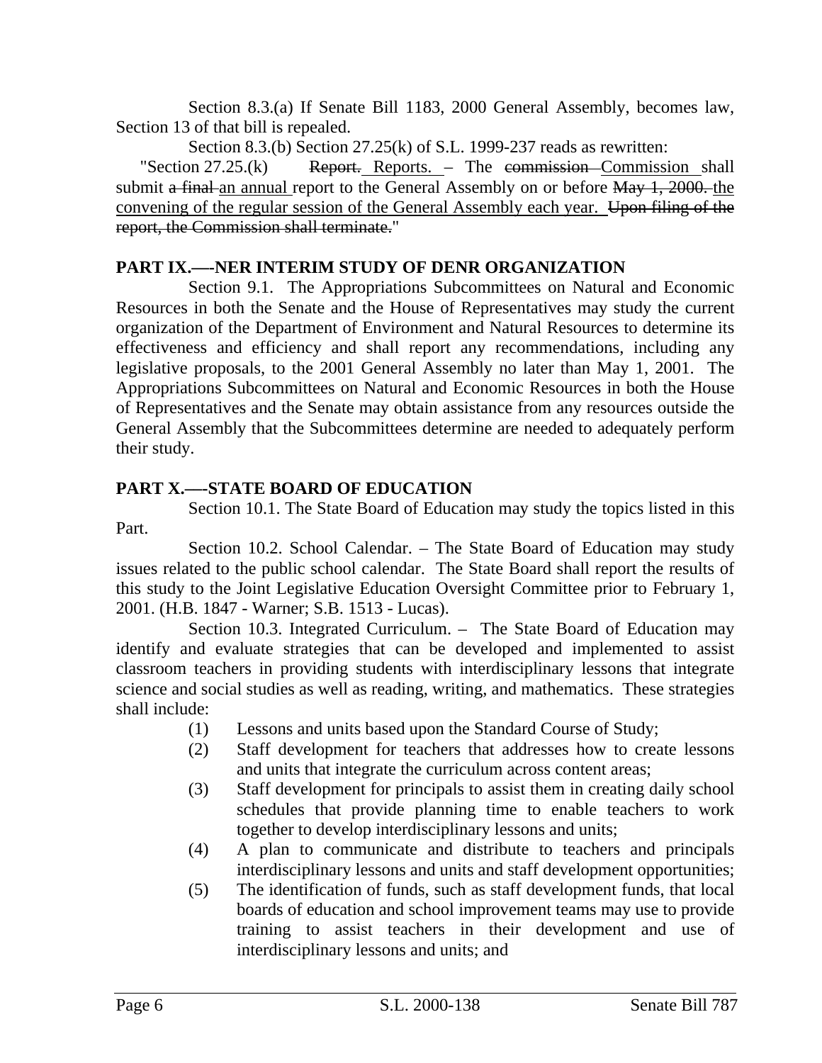Section 8.3.(a) If Senate Bill 1183, 2000 General Assembly, becomes law, Section 13 of that bill is repealed.

Section 8.3.(b) Section 27.25(k) of S.L. 1999-237 reads as rewritten:

"Section 27.25.(k) ~~Report.~~ Reports. – The ~~commission~~ Commission shall submit ~~a final~~ an annual report to the General Assembly on or before ~~May 1, 2000.~~ the convening of the regular session of the General Assembly each year. ~~Upon filing of the report, the Commission shall terminate.~~"

## PART IX.—-NER INTERIM STUDY OF DENR ORGANIZATION

Section 9.1. The Appropriations Subcommittees on Natural and Economic Resources in both the Senate and the House of Representatives may study the current organization of the Department of Environment and Natural Resources to determine its effectiveness and efficiency and shall report any recommendations, including any legislative proposals, to the 2001 General Assembly no later than May 1, 2001. The Appropriations Subcommittees on Natural and Economic Resources in both the House of Representatives and the Senate may obtain assistance from any resources outside the General Assembly that the Subcommittees determine are needed to adequately perform their study.

## PART X.—-STATE BOARD OF EDUCATION

Section 10.1. The State Board of Education may study the topics listed in this Part.

Section 10.2. School Calendar. – The State Board of Education may study issues related to the public school calendar. The State Board shall report the results of this study to the Joint Legislative Education Oversight Committee prior to February 1, 2001. (H.B. 1847 - Warner; S.B. 1513 - Lucas).

Section 10.3. Integrated Curriculum. – The State Board of Education may identify and evaluate strategies that can be developed and implemented to assist classroom teachers in providing students with interdisciplinary lessons that integrate science and social studies as well as reading, writing, and mathematics. These strategies shall include:

(1) Lessons and units based upon the Standard Course of Study;
(2) Staff development for teachers that addresses how to create lessons and units that integrate the curriculum across content areas;
(3) Staff development for principals to assist them in creating daily school schedules that provide planning time to enable teachers to work together to develop interdisciplinary lessons and units;
(4) A plan to communicate and distribute to teachers and principals interdisciplinary lessons and units and staff development opportunities;
(5) The identification of funds, such as staff development funds, that local boards of education and school improvement teams may use to provide training to assist teachers in their development and use of interdisciplinary lessons and units; and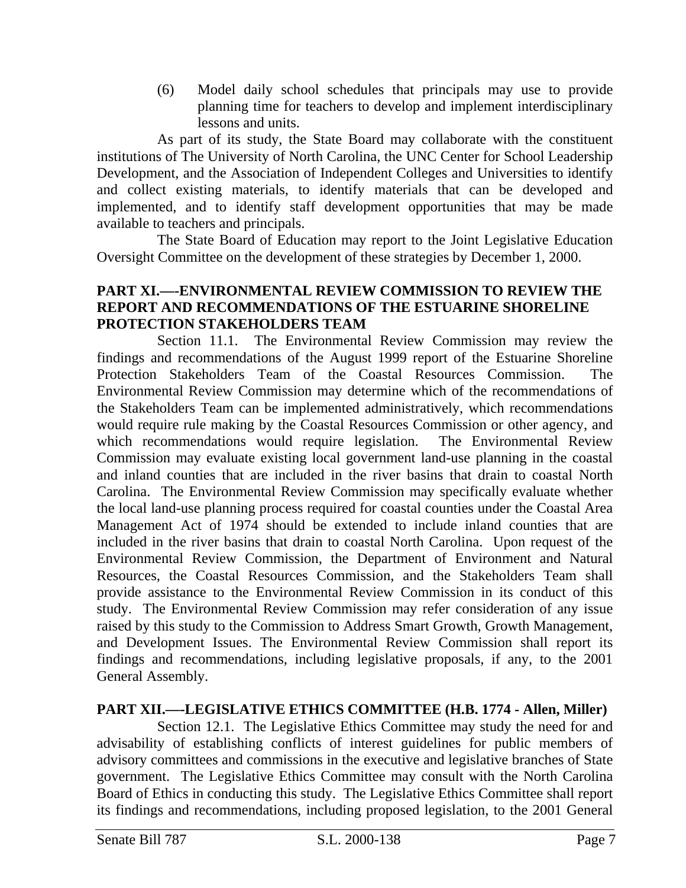(6) Model daily school schedules that principals may use to provide planning time for teachers to develop and implement interdisciplinary lessons and units.

As part of its study, the State Board may collaborate with the constituent institutions of The University of North Carolina, the UNC Center for School Leadership Development, and the Association of Independent Colleges and Universities to identify and collect existing materials, to identify materials that can be developed and implemented, and to identify staff development opportunities that may be made available to teachers and principals.

The State Board of Education may report to the Joint Legislative Education Oversight Committee on the development of these strategies by December 1, 2000.

**PART XI.—-ENVIRONMENTAL REVIEW COMMISSION TO REVIEW THE REPORT AND RECOMMENDATIONS OF THE ESTUARINE SHORELINE PROTECTION STAKEHOLDERS TEAM**

Section 11.1. The Environmental Review Commission may review the findings and recommendations of the August 1999 report of the Estuarine Shoreline Protection Stakeholders Team of the Coastal Resources Commission. The Environmental Review Commission may determine which of the recommendations of the Stakeholders Team can be implemented administratively, which recommendations would require rule making by the Coastal Resources Commission or other agency, and which recommendations would require legislation. The Environmental Review Commission may evaluate existing local government land-use planning in the coastal and inland counties that are included in the river basins that drain to coastal North Carolina. The Environmental Review Commission may specifically evaluate whether the local land-use planning process required for coastal counties under the Coastal Area Management Act of 1974 should be extended to include inland counties that are included in the river basins that drain to coastal North Carolina. Upon request of the Environmental Review Commission, the Department of Environment and Natural Resources, the Coastal Resources Commission, and the Stakeholders Team shall provide assistance to the Environmental Review Commission in its conduct of this study. The Environmental Review Commission may refer consideration of any issue raised by this study to the Commission to Address Smart Growth, Growth Management, and Development Issues. The Environmental Review Commission shall report its findings and recommendations, including legislative proposals, if any, to the 2001 General Assembly.

**PART XII.—-LEGISLATIVE ETHICS COMMITTEE (H.B. 1774 - Allen, Miller)**

Section 12.1. The Legislative Ethics Committee may study the need for and advisability of establishing conflicts of interest guidelines for public members of advisory committees and commissions in the executive and legislative branches of State government. The Legislative Ethics Committee may consult with the North Carolina Board of Ethics in conducting this study. The Legislative Ethics Committee shall report its findings and recommendations, including proposed legislation, to the 2001 General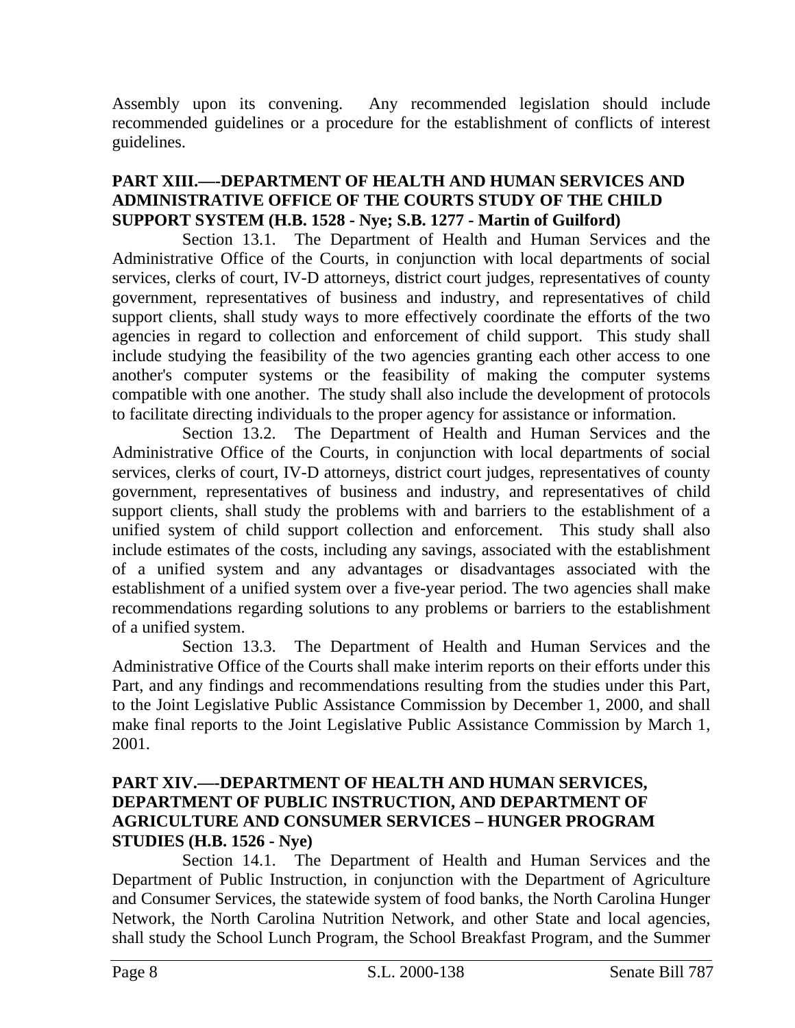Assembly upon its convening. Any recommended legislation should include recommended guidelines or a procedure for the establishment of conflicts of interest guidelines.

**PART XIII.—-DEPARTMENT OF HEALTH AND HUMAN SERVICES AND ADMINISTRATIVE OFFICE OF THE COURTS STUDY OF THE CHILD SUPPORT SYSTEM (H.B. 1528 - Nye; S.B. 1277 - Martin of Guilford)**

Section 13.1. The Department of Health and Human Services and the Administrative Office of the Courts, in conjunction with local departments of social services, clerks of court, IV-D attorneys, district court judges, representatives of county government, representatives of business and industry, and representatives of child support clients, shall study ways to more effectively coordinate the efforts of the two agencies in regard to collection and enforcement of child support. This study shall include studying the feasibility of the two agencies granting each other access to one another's computer systems or the feasibility of making the computer systems compatible with one another. The study shall also include the development of protocols to facilitate directing individuals to the proper agency for assistance or information.

Section 13.2. The Department of Health and Human Services and the Administrative Office of the Courts, in conjunction with local departments of social services, clerks of court, IV-D attorneys, district court judges, representatives of county government, representatives of business and industry, and representatives of child support clients, shall study the problems with and barriers to the establishment of a unified system of child support collection and enforcement. This study shall also include estimates of the costs, including any savings, associated with the establishment of a unified system and any advantages or disadvantages associated with the establishment of a unified system over a five-year period. The two agencies shall make recommendations regarding solutions to any problems or barriers to the establishment of a unified system.

Section 13.3. The Department of Health and Human Services and the Administrative Office of the Courts shall make interim reports on their efforts under this Part, and any findings and recommendations resulting from the studies under this Part, to the Joint Legislative Public Assistance Commission by December 1, 2000, and shall make final reports to the Joint Legislative Public Assistance Commission by March 1, 2001.

**PART XIV.—-DEPARTMENT OF HEALTH AND HUMAN SERVICES, DEPARTMENT OF PUBLIC INSTRUCTION, AND DEPARTMENT OF AGRICULTURE AND CONSUMER SERVICES – HUNGER PROGRAM STUDIES (H.B. 1526 - Nye)**

Section 14.1. The Department of Health and Human Services and the Department of Public Instruction, in conjunction with the Department of Agriculture and Consumer Services, the statewide system of food banks, the North Carolina Hunger Network, the North Carolina Nutrition Network, and other State and local agencies, shall study the School Lunch Program, the School Breakfast Program, and the Summer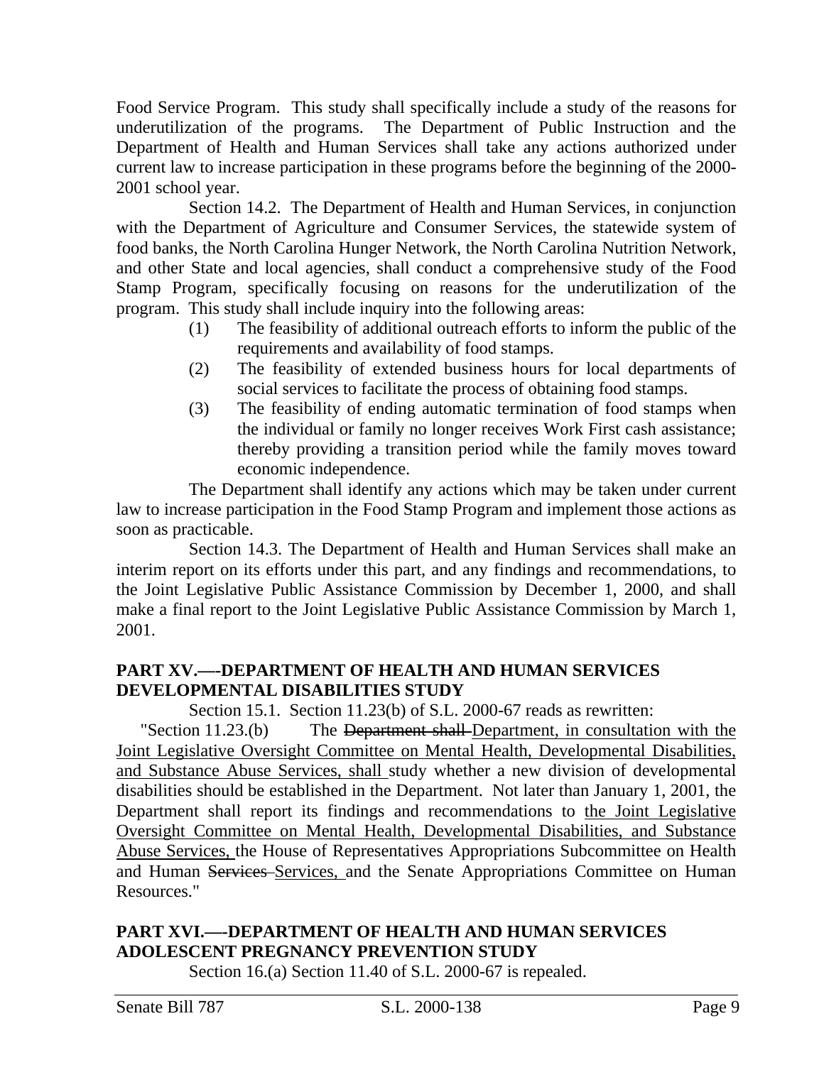Food Service Program. This study shall specifically include a study of the reasons for underutilization of the programs. The Department of Public Instruction and the Department of Health and Human Services shall take any actions authorized under current law to increase participation in these programs before the beginning of the 2000-2001 school year.

Section 14.2. The Department of Health and Human Services, in conjunction with the Department of Agriculture and Consumer Services, the statewide system of food banks, the North Carolina Hunger Network, the North Carolina Nutrition Network, and other State and local agencies, shall conduct a comprehensive study of the Food Stamp Program, specifically focusing on reasons for the underutilization of the program. This study shall include inquiry into the following areas:

(1) The feasibility of additional outreach efforts to inform the public of the requirements and availability of food stamps.

(2) The feasibility of extended business hours for local departments of social services to facilitate the process of obtaining food stamps.

(3) The feasibility of ending automatic termination of food stamps when the individual or family no longer receives Work First cash assistance; thereby providing a transition period while the family moves toward economic independence.

The Department shall identify any actions which may be taken under current law to increase participation in the Food Stamp Program and implement those actions as soon as practicable.

Section 14.3. The Department of Health and Human Services shall make an interim report on its efforts under this part, and any findings and recommendations, to the Joint Legislative Public Assistance Commission by December 1, 2000, and shall make a final report to the Joint Legislative Public Assistance Commission by March 1, 2001.

**PART XV.—-DEPARTMENT OF HEALTH AND HUMAN SERVICES DEVELOPMENTAL DISABILITIES STUDY**

Section 15.1. Section 11.23(b) of S.L. 2000-67 reads as rewritten:

"Section 11.23.(b) The ~~Department shall~~ Department, in consultation with the Joint Legislative Oversight Committee on Mental Health, Developmental Disabilities, and Substance Abuse Services, shall study whether a new division of developmental disabilities should be established in the Department. Not later than January 1, 2001, the Department shall report its findings and recommendations to the Joint Legislative Oversight Committee on Mental Health, Developmental Disabilities, and Substance Abuse Services, the House of Representatives Appropriations Subcommittee on Health and Human ~~Services~~ Services, and the Senate Appropriations Committee on Human Resources."

**PART XVI.—-DEPARTMENT OF HEALTH AND HUMAN SERVICES ADOLESCENT PREGNANCY PREVENTION STUDY**

Section 16.(a) Section 11.40 of S.L. 2000-67 is repealed.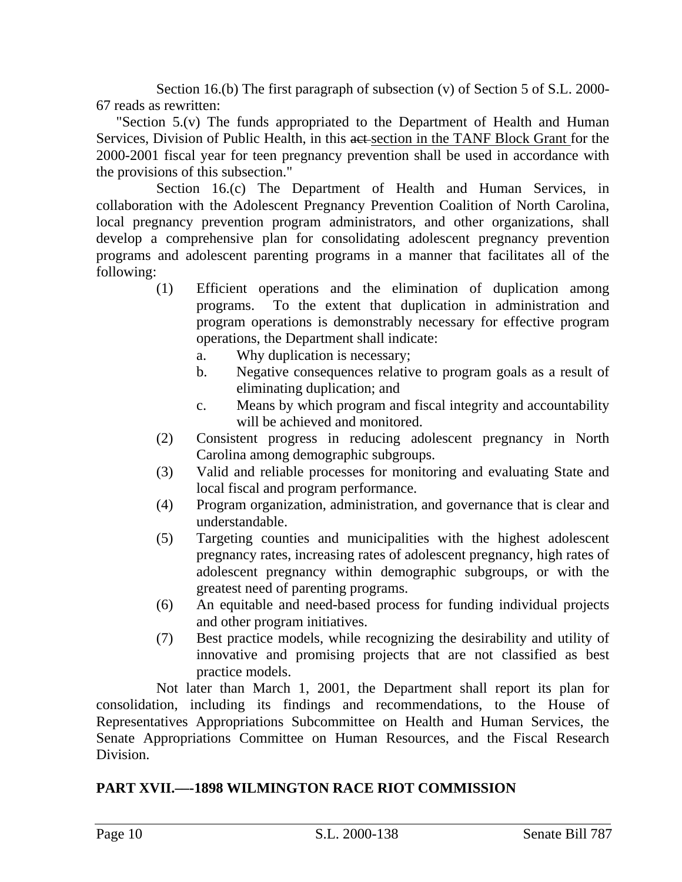Section 16.(b) The first paragraph of subsection (v) of Section 5 of S.L. 2000-67 reads as rewritten:

"Section 5.(v) The funds appropriated to the Department of Health and Human Services, Division of Public Health, in this ~~act~~ <u>section in the TANF Block Grant</u> for the 2000-2001 fiscal year for teen pregnancy prevention shall be used in accordance with the provisions of this subsection."

Section 16.(c) The Department of Health and Human Services, in collaboration with the Adolescent Pregnancy Prevention Coalition of North Carolina, local pregnancy prevention program administrators, and other organizations, shall develop a comprehensive plan for consolidating adolescent pregnancy prevention programs and adolescent parenting programs in a manner that facilitates all of the following:

(1) Efficient operations and the elimination of duplication among programs. To the extent that duplication in administration and program operations is demonstrably necessary for effective program operations, the Department shall indicate:
  a. Why duplication is necessary;
  b. Negative consequences relative to program goals as a result of eliminating duplication; and
  c. Means by which program and fiscal integrity and accountability will be achieved and monitored.

(2) Consistent progress in reducing adolescent pregnancy in North Carolina among demographic subgroups.

(3) Valid and reliable processes for monitoring and evaluating State and local fiscal and program performance.

(4) Program organization, administration, and governance that is clear and understandable.

(5) Targeting counties and municipalities with the highest adolescent pregnancy rates, increasing rates of adolescent pregnancy, high rates of adolescent pregnancy within demographic subgroups, or with the greatest need of parenting programs.

(6) An equitable and need-based process for funding individual projects and other program initiatives.

(7) Best practice models, while recognizing the desirability and utility of innovative and promising projects that are not classified as best practice models.

Not later than March 1, 2001, the Department shall report its plan for consolidation, including its findings and recommendations, to the House of Representatives Appropriations Subcommittee on Health and Human Services, the Senate Appropriations Committee on Human Resources, and the Fiscal Research Division.

## PART XVII.—-1898 WILMINGTON RACE RIOT COMMISSION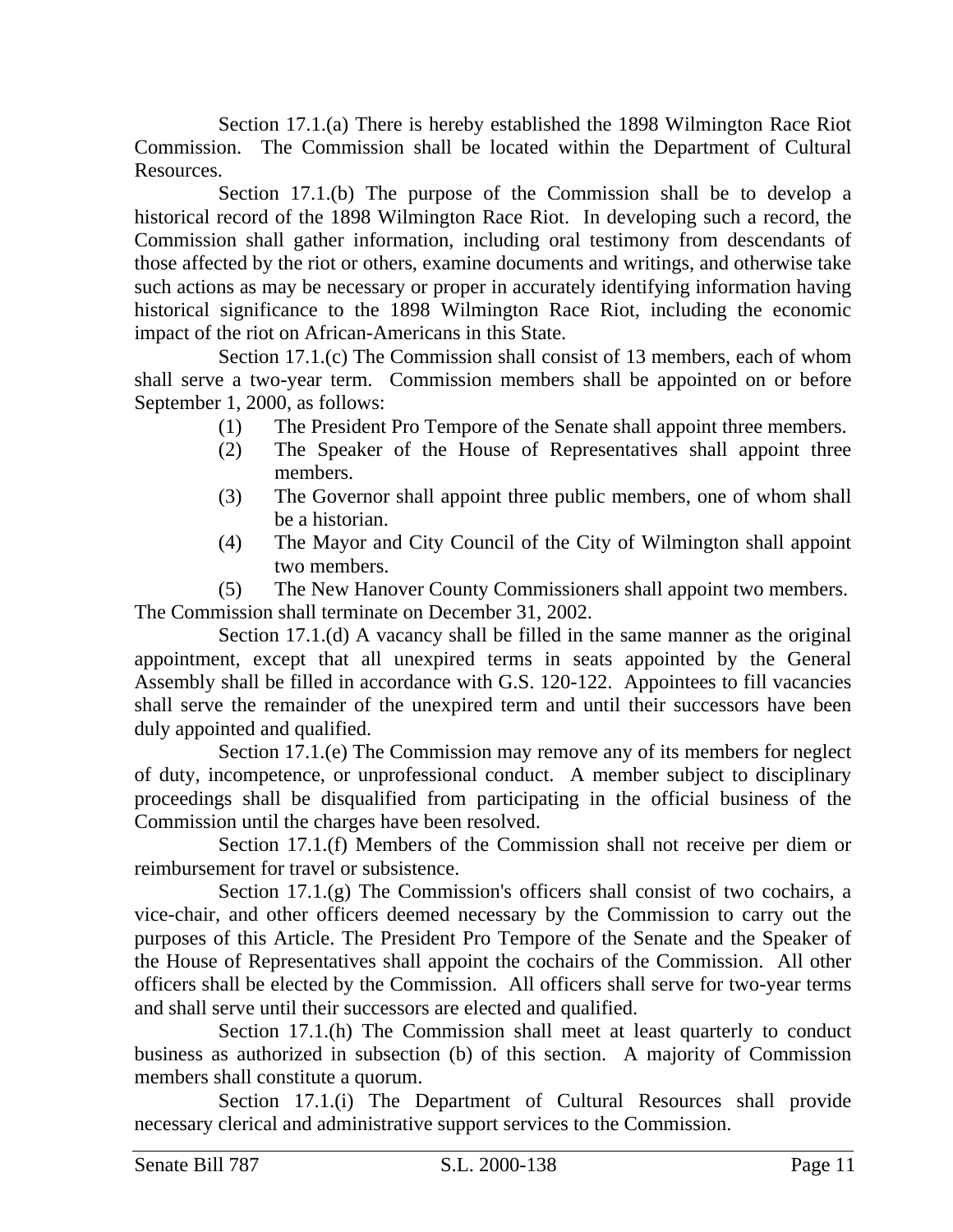Section 17.1.(a) There is hereby established the 1898 Wilmington Race Riot Commission. The Commission shall be located within the Department of Cultural Resources.

Section 17.1.(b) The purpose of the Commission shall be to develop a historical record of the 1898 Wilmington Race Riot. In developing such a record, the Commission shall gather information, including oral testimony from descendants of those affected by the riot or others, examine documents and writings, and otherwise take such actions as may be necessary or proper in accurately identifying information having historical significance to the 1898 Wilmington Race Riot, including the economic impact of the riot on African-Americans in this State.

Section 17.1.(c) The Commission shall consist of 13 members, each of whom shall serve a two-year term. Commission members shall be appointed on or before September 1, 2000, as follows:

(1) The President Pro Tempore of the Senate shall appoint three members.
(2) The Speaker of the House of Representatives shall appoint three members.
(3) The Governor shall appoint three public members, one of whom shall be a historian.
(4) The Mayor and City Council of the City of Wilmington shall appoint two members.
(5) The New Hanover County Commissioners shall appoint two members.

The Commission shall terminate on December 31, 2002.

Section 17.1.(d) A vacancy shall be filled in the same manner as the original appointment, except that all unexpired terms in seats appointed by the General Assembly shall be filled in accordance with G.S. 120-122. Appointees to fill vacancies shall serve the remainder of the unexpired term and until their successors have been duly appointed and qualified.

Section 17.1.(e) The Commission may remove any of its members for neglect of duty, incompetence, or unprofessional conduct. A member subject to disciplinary proceedings shall be disqualified from participating in the official business of the Commission until the charges have been resolved.

Section 17.1.(f) Members of the Commission shall not receive per diem or reimbursement for travel or subsistence.

Section 17.1.(g) The Commission's officers shall consist of two cochairs, a vice-chair, and other officers deemed necessary by the Commission to carry out the purposes of this Article. The President Pro Tempore of the Senate and the Speaker of the House of Representatives shall appoint the cochairs of the Commission. All other officers shall be elected by the Commission. All officers shall serve for two-year terms and shall serve until their successors are elected and qualified.

Section 17.1.(h) The Commission shall meet at least quarterly to conduct business as authorized in subsection (b) of this section. A majority of Commission members shall constitute a quorum.

Section 17.1.(i) The Department of Cultural Resources shall provide necessary clerical and administrative support services to the Commission.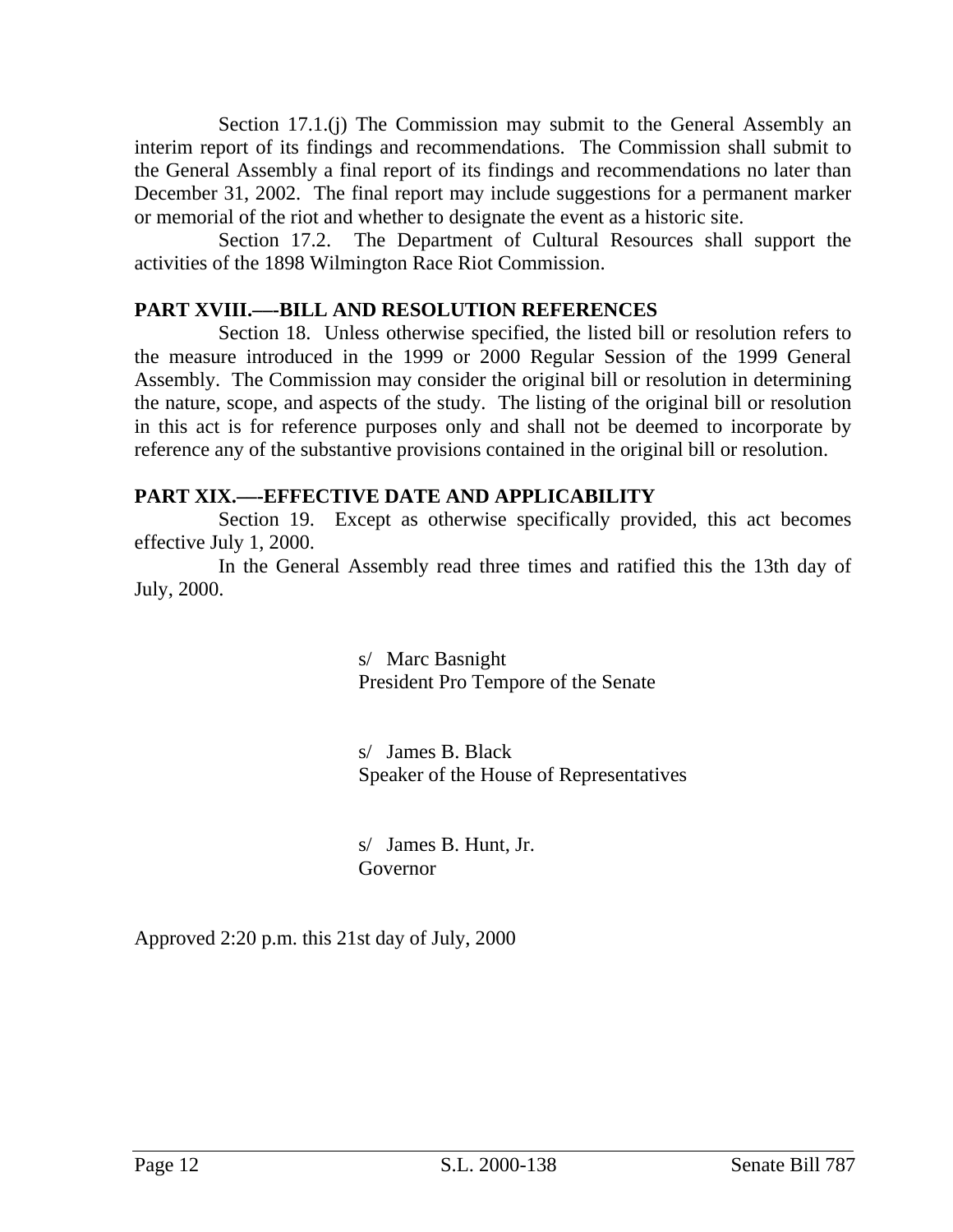Section 17.1.(j) The Commission may submit to the General Assembly an interim report of its findings and recommendations. The Commission shall submit to the General Assembly a final report of its findings and recommendations no later than December 31, 2002. The final report may include suggestions for a permanent marker or memorial of the riot and whether to designate the event as a historic site.

Section 17.2. The Department of Cultural Resources shall support the activities of the 1898 Wilmington Race Riot Commission.

## PART XVIII.—-BILL AND RESOLUTION REFERENCES

Section 18. Unless otherwise specified, the listed bill or resolution refers to the measure introduced in the 1999 or 2000 Regular Session of the 1999 General Assembly. The Commission may consider the original bill or resolution in determining the nature, scope, and aspects of the study. The listing of the original bill or resolution in this act is for reference purposes only and shall not be deemed to incorporate by reference any of the substantive provisions contained in the original bill or resolution.

## PART XIX.—-EFFECTIVE DATE AND APPLICABILITY

Section 19. Except as otherwise specifically provided, this act becomes effective July 1, 2000.

In the General Assembly read three times and ratified this the 13th day of July, 2000.

s/ Marc Basnight
President Pro Tempore of the Senate

s/ James B. Black
Speaker of the House of Representatives

s/ James B. Hunt, Jr.
Governor

Approved 2:20 p.m. this 21st day of July, 2000